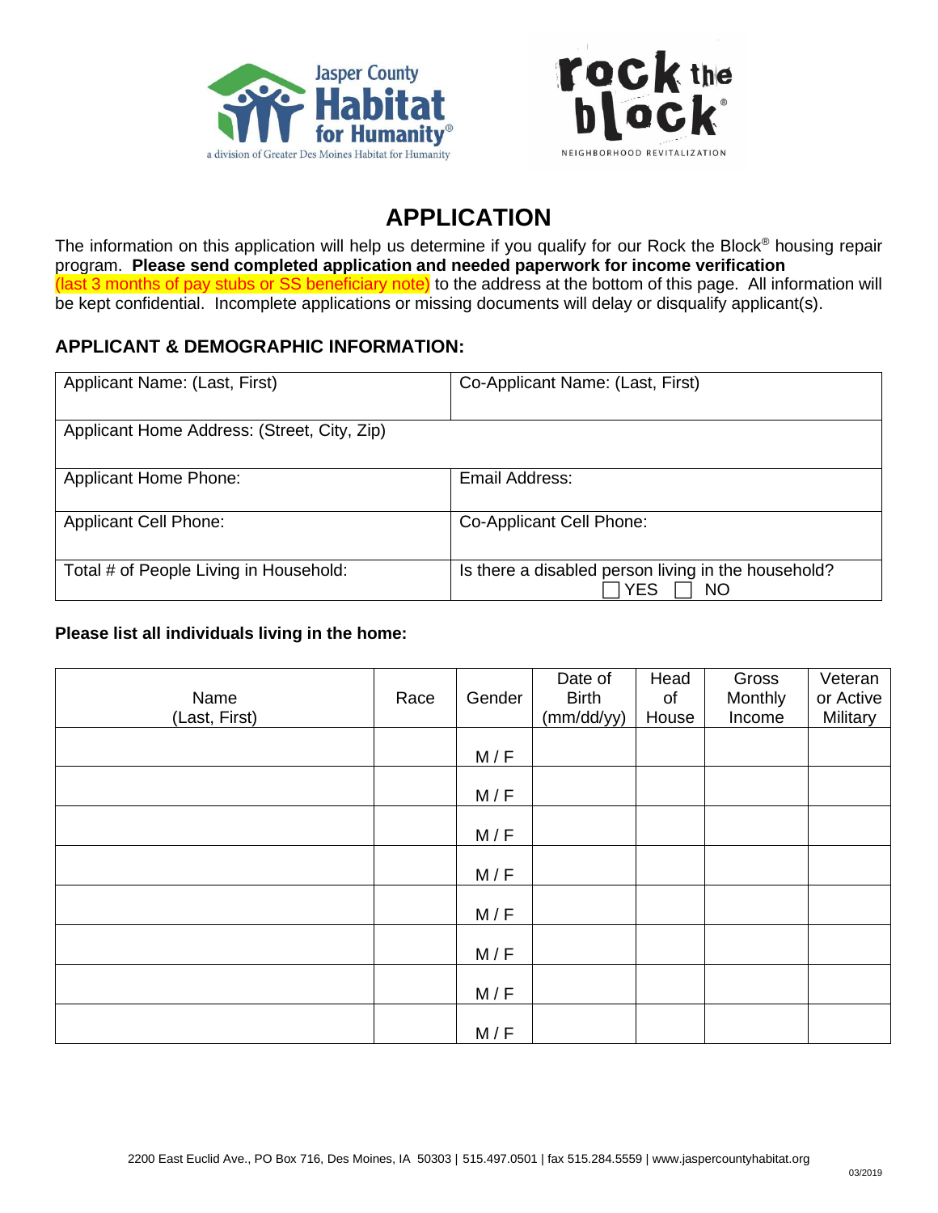# APPLICATION

The information on this application will help us determine if you qualify for our Rock the Block® housing repair program. **Please send completed application and needed paperwork for income verification** (last 3 months of pay stubs or SS beneficiary note) to the address at the bottom of this page. All information will be kept confidential. Incomplete applications or missing documents will delay or disqualify applicant(s).

## APPLICANT & DEMOGRAPHIC INFORMATION:

| Applicant Name: (Last, First) | Co-Applicant Name: (Last, First) |
|---|---|
| Applicant Home Address: (Street, City, Zip) | |
| Applicant Home Phone: | Email Address: |
| Applicant Cell Phone: | Co-Applicant Cell Phone: |
| Total # of People Living in Household: | Is there a disabled person living in the household? ☐ YES ☐ NO |

**Please list all individuals living in the home:**

| Name (Last, First) | Race | Gender | Date of Birth (mm/dd/yy) | Head of House | Gross Monthly Income | Veteran or Active Military |
|---|---|---|---|---|---|---|
| | | M / F | | | | |
| | | M / F | | | | |
| | | M / F | | | | |
| | | M / F | | | | |
| | | M / F | | | | |
| | | M / F | | | | |
| | | M / F | | | | |
| | | M / F | | | | |

2200 East Euclid Ave., PO Box 716, Des Moines, IA 50303 | 515.497.0501 | fax 515.284.5559 | www.jaspercountyhabitat.org

03/2019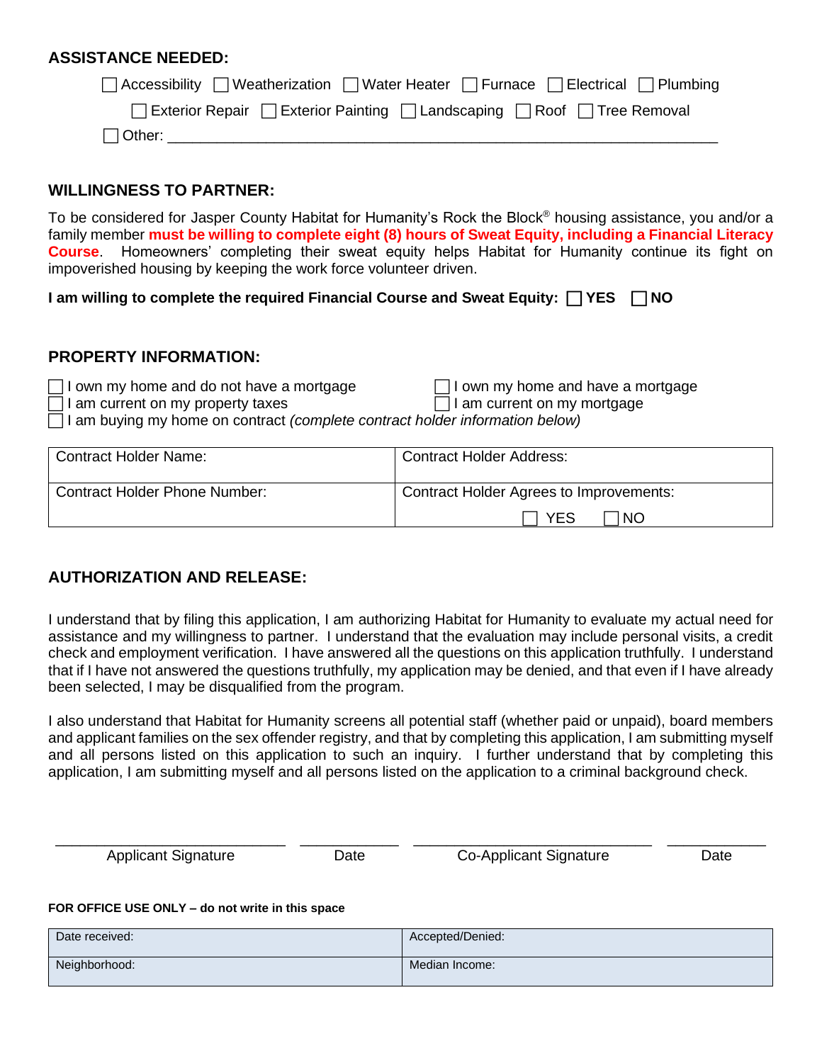## ASSISTANCE NEEDED:

☐ Accessibility ☐ Weatherization ☐ Water Heater ☐ Furnace ☐ Electrical ☐ Plumbing

☐ Exterior Repair ☐ Exterior Painting ☐ Landscaping ☐ Roof ☐ Tree Removal

☐ Other: ______________________________________________________________

## WILLINGNESS TO PARTNER:

To be considered for Jasper County Habitat for Humanity's Rock the Block® housing assistance, you and/or a family member **must be willing to complete eight (8) hours of Sweat Equity, including a Financial Literacy Course**. Homeowners' completing their sweat equity helps Habitat for Humanity continue its fight on impoverished housing by keeping the work force volunteer driven.

**I am willing to complete the required Financial Course and Sweat Equity: ☐ YES ☐ NO**

## PROPERTY INFORMATION:

☐ I own my home and do not have a mortgage
☐ I am current on my property taxes
☐ I own my home and have a mortgage
☐ I am current on my mortgage
☐ I am buying my home on contract *(complete contract holder information below)*

| | |
|---|---|
| Contract Holder Name: | Contract Holder Address: |
| Contract Holder Phone Number: | Contract Holder Agrees to Improvements: ☐ YES ☐ NO |

## AUTHORIZATION AND RELEASE:

I understand that by filing this application, I am authorizing Habitat for Humanity to evaluate my actual need for assistance and my willingness to partner. I understand that the evaluation may include personal visits, a credit check and employment verification. I have answered all the questions on this application truthfully. I understand that if I have not answered the questions truthfully, my application may be denied, and that even if I have already been selected, I may be disqualified from the program.

I also understand that Habitat for Humanity screens all potential staff (whether paid or unpaid), board members and applicant families on the sex offender registry, and that by completing this application, I am submitting myself and all persons listed on this application to such an inquiry. I further understand that by completing this application, I am submitting myself and all persons listed on the application to a criminal background check.

______________________ ___________ ______________________ ___________
Applicant Signature Date Co-Applicant Signature Date

**FOR OFFICE USE ONLY – do not write in this space**

| | |
|---|---|
| Date received: | Accepted/Denied: |
| Neighborhood: | Median Income: |